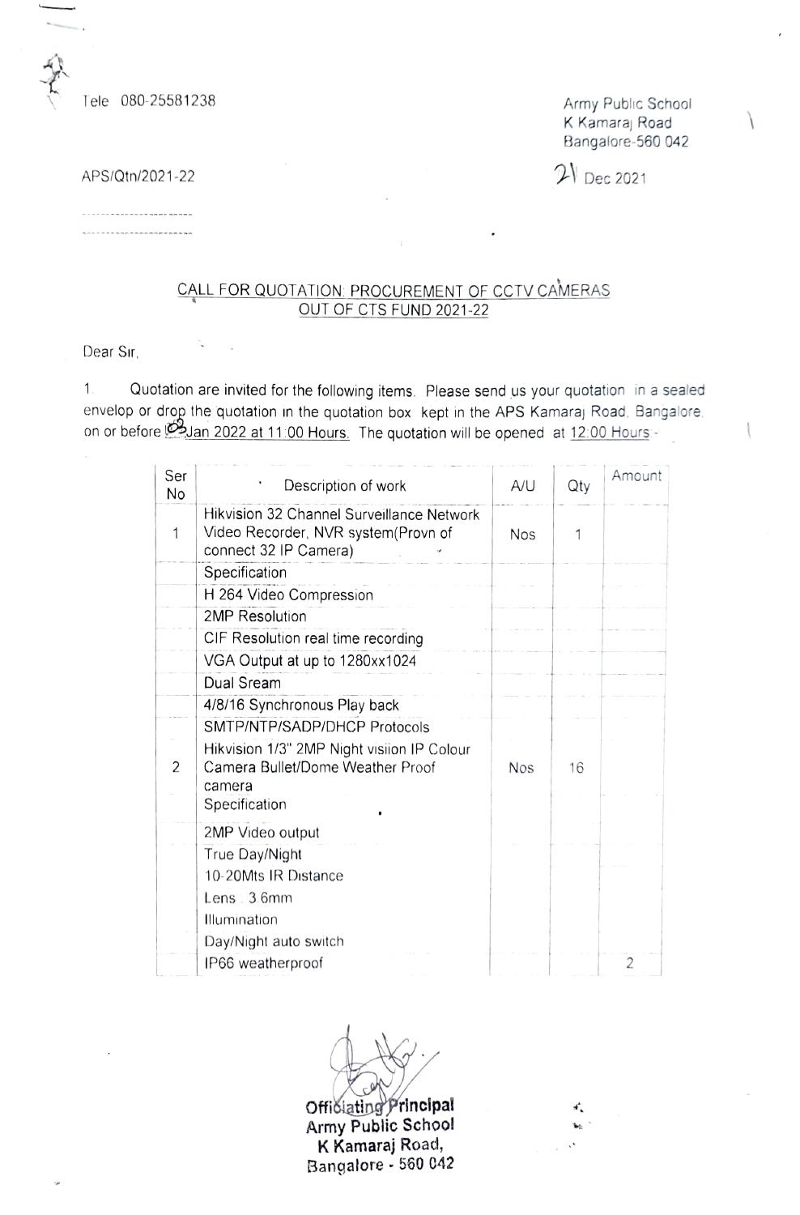Tele 080-25581238

Army Public School
K Kamaraj Road
Bangalore-560 042

APS/Qtn/2021-22

21 Dec 2021

-----------------------

-----------------------

**CALL FOR QUOTATION: PROCUREMENT OF CCTV CAMERAS OUT OF CTS FUND 2021-22**

Dear Sir,

1. Quotation are invited for the following items. Please send us your quotation in a sealed envelop or drop the quotation in the quotation box kept in the APS Kamaraj Road, Bangalore, on or before 03 Jan 2022 at 11:00 Hours. The quotation will be opened at 12:00 Hours.

| Ser No | Description of work | A/U | Qty | Amount |
|---|---|---|---|---|
| 1 | Hikvision 32 Channel Surveillance Network Video Recorder, NVR system(Provn of connect 32 IP Camera) | Nos | 1 | |
| | Specification | | | |
| | H 264 Video Compression | | | |
| | 2MP Resolution | | | |
| | CIF Resolution real time recording | | | |
| | VGA Output at up to 1280xx1024 | | | |
| | Dual Sream | | | |
| | 4/8/16 Synchronous Play back | | | |
| | SMTP/NTP/SADP/DHCP Protocols | | | |
| 2 | Hikvision 1/3" 2MP Night visiion IP Colour Camera Bullet/Dome Weather Proof camera<br>Specification | Nos | 16 | |
| | 2MP Video output | | | |
| | True Day/Night | | | |
| | 10-20Mts IR Distance | | | |
| | Lens 3.6mm | | | |
| | Illumination | | | |
| | Day/Night auto switch | | | |
| | IP66 weatherproof | | | 2 |

Officiating Principal
Army Public School
K Kamaraj Road,
Bangalore - 560 042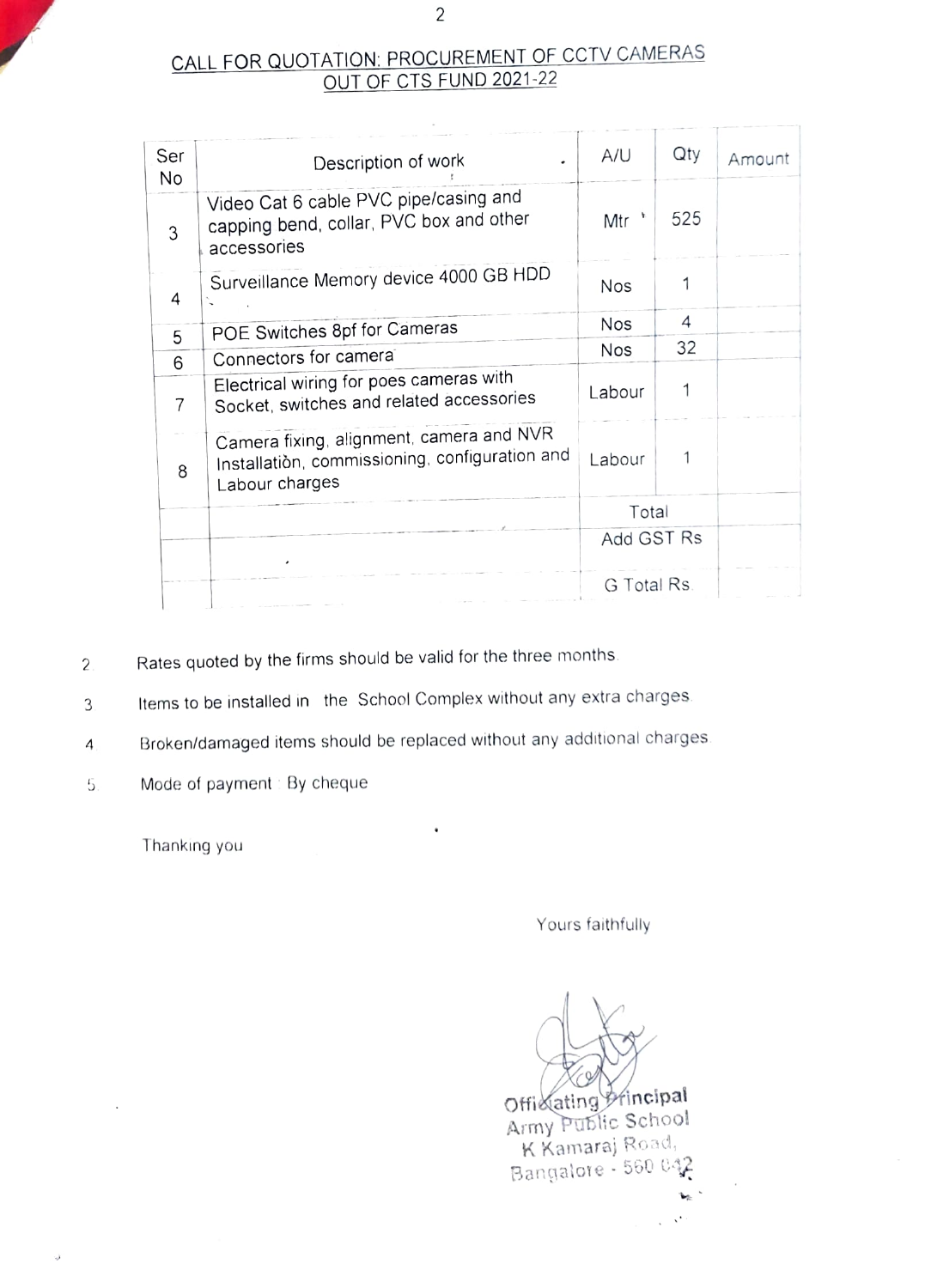## CALL FOR QUOTATION: PROCUREMENT OF CCTV CAMERAS OUT OF CTS FUND 2021-22

| Ser No | Description of work | A/U | Qty | Amount |
|---|---|---|---|---|
| 3 | Video Cat 6 cable PVC pipe/casing and capping bend, collar, PVC box and other accessories | Mtr | 525 | |
| 4 | Surveillance Memory device 4000 GB HDD | Nos | 1 | |
| 5 | POE Switches 8pf for Cameras | Nos | 4 | |
| 6 | Connectors for camera | Nos | 32 | |
| 7 | Electrical wiring for poes cameras with Socket, switches and related accessories | Labour | 1 | |
| 8 | Camera fixing, alignment, camera and NVR Installation, commissioning, configuration and Labour charges | Labour | 1 | |
| | | Total | | |
| | | Add GST Rs | | |
| | | G Total Rs. | | |

2. Rates quoted by the firms should be valid for the three months.

3. Items to be installed in the School Complex without any extra charges.

4. Broken/damaged items should be replaced without any additional charges.

5. Mode of payment : By cheque

Thanking you

Yours faithfully

Officiating Principal
Army Public School
K Kamaraj Road,
Bangalore - 560 042